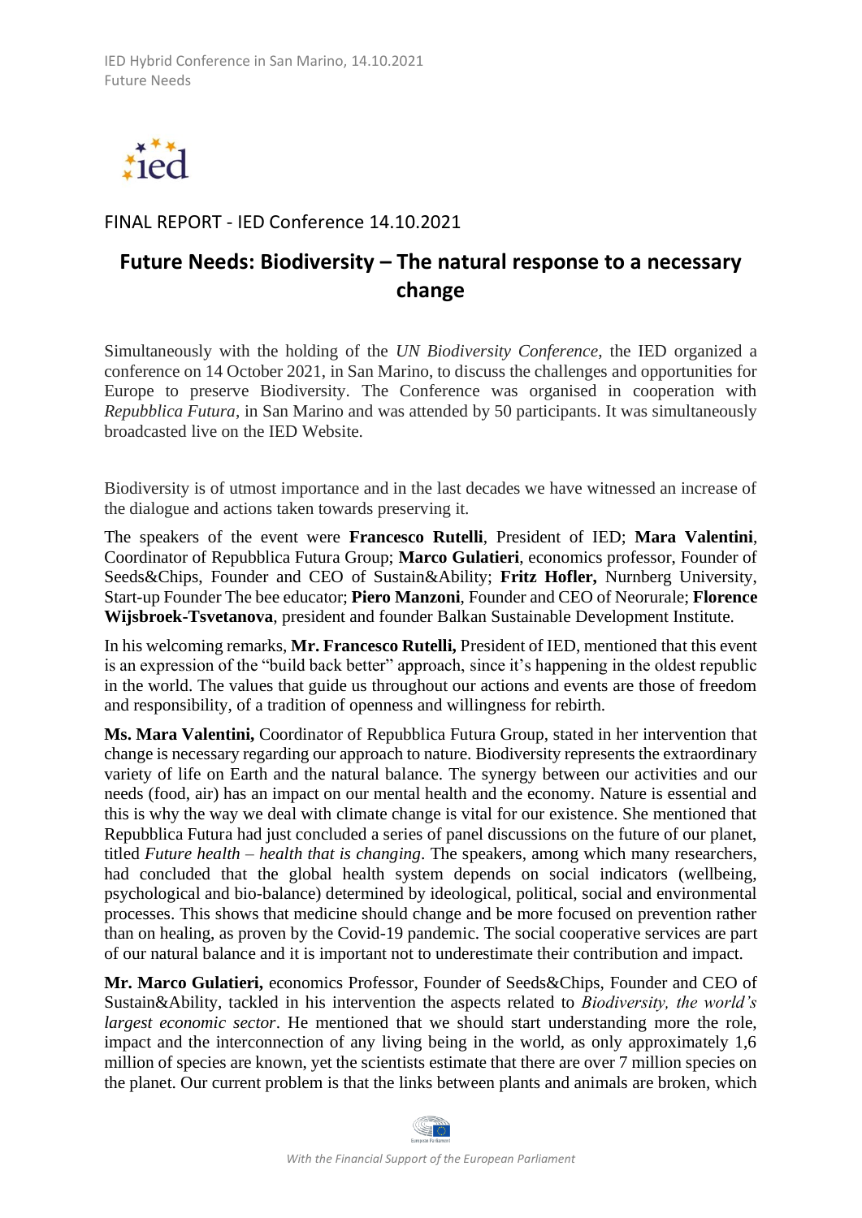FINAL REPORT - IED Conference 14.10.2021

# Future Needs: Biodiversity – The natural response to a necessary change

Simultaneously with the holding of the *UN Biodiversity Conference*, the IED organized a conference on 14 October 2021, in San Marino, to discuss the challenges and opportunities for Europe to preserve Biodiversity. The Conference was organised in cooperation with *Repubblica Futura*, in San Marino and was attended by 50 participants. It was simultaneously broadcasted live on the IED Website.

Biodiversity is of utmost importance and in the last decades we have witnessed an increase of the dialogue and actions taken towards preserving it.

The speakers of the event were **Francesco Rutelli**, President of IED; **Mara Valentini**, Coordinator of Repubblica Futura Group; **Marco Gulatieri**, economics professor, Founder of Seeds&Chips, Founder and CEO of Sustain&Ability; **Fritz Hofler,** Nurnberg University, Start-up Founder The bee educator; **Piero Manzoni**, Founder and CEO of Neorurale; **Florence Wijsbroek-Tsvetanova**, president and founder Balkan Sustainable Development Institute.

In his welcoming remarks, **Mr. Francesco Rutelli,** President of IED, mentioned that this event is an expression of the "build back better" approach, since it's happening in the oldest republic in the world. The values that guide us throughout our actions and events are those of freedom and responsibility, of a tradition of openness and willingness for rebirth.

**Ms. Mara Valentini,** Coordinator of Repubblica Futura Group, stated in her intervention that change is necessary regarding our approach to nature. Biodiversity represents the extraordinary variety of life on Earth and the natural balance. The synergy between our activities and our needs (food, air) has an impact on our mental health and the economy. Nature is essential and this is why the way we deal with climate change is vital for our existence. She mentioned that Repubblica Futura had just concluded a series of panel discussions on the future of our planet, titled *Future health – health that is changing*. The speakers, among which many researchers, had concluded that the global health system depends on social indicators (wellbeing, psychological and bio-balance) determined by ideological, political, social and environmental processes. This shows that medicine should change and be more focused on prevention rather than on healing, as proven by the Covid-19 pandemic. The social cooperative services are part of our natural balance and it is important not to underestimate their contribution and impact.

**Mr. Marco Gulatieri,** economics Professor, Founder of Seeds&Chips, Founder and CEO of Sustain&Ability, tackled in his intervention the aspects related to *Biodiversity, the world's largest economic sector*. He mentioned that we should start understanding more the role, impact and the interconnection of any living being in the world, as only approximately 1,6 million of species are known, yet the scientists estimate that there are over 7 million species on the planet. Our current problem is that the links between plants and animals are broken, which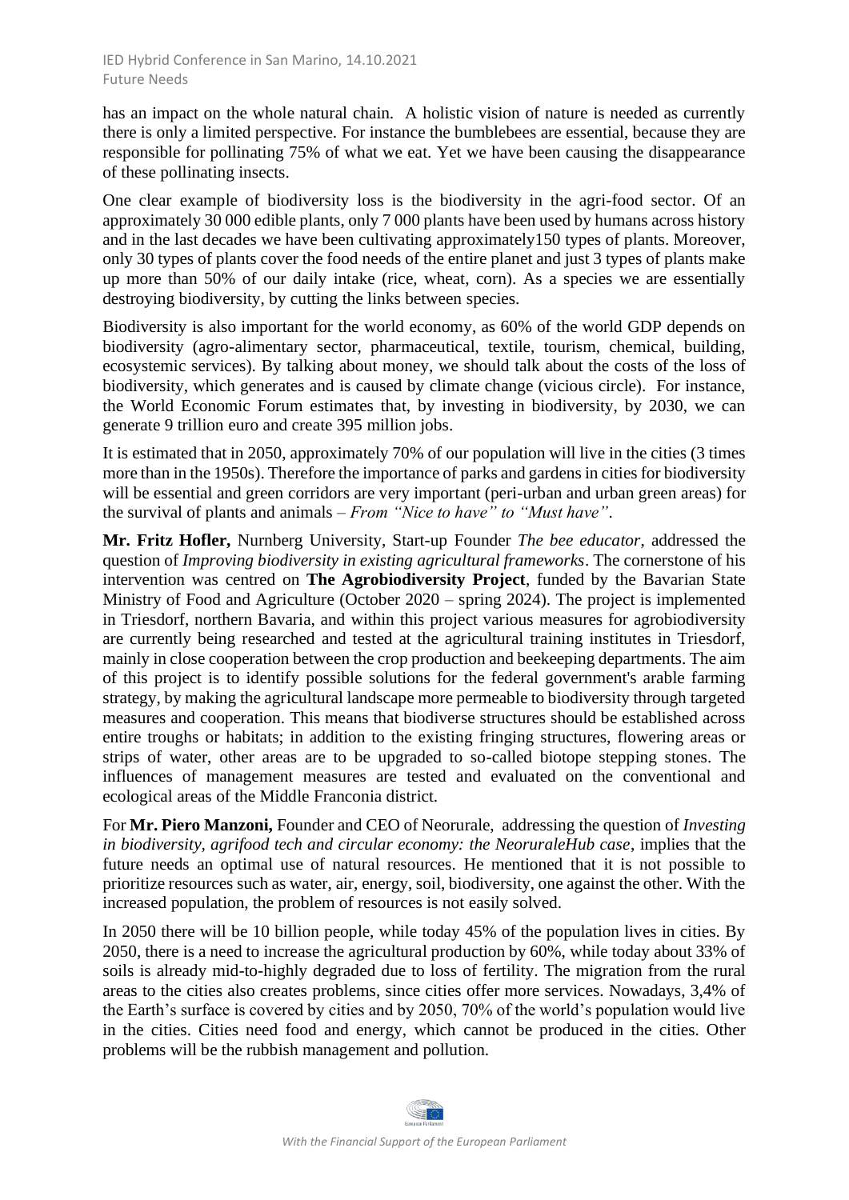has an impact on the whole natural chain. A holistic vision of nature is needed as currently there is only a limited perspective. For instance the bumblebees are essential, because they are responsible for pollinating 75% of what we eat. Yet we have been causing the disappearance of these pollinating insects.

One clear example of biodiversity loss is the biodiversity in the agri-food sector. Of an approximately 30 000 edible plants, only 7 000 plants have been used by humans across history and in the last decades we have been cultivating approximately150 types of plants. Moreover, only 30 types of plants cover the food needs of the entire planet and just 3 types of plants make up more than 50% of our daily intake (rice, wheat, corn). As a species we are essentially destroying biodiversity, by cutting the links between species.

Biodiversity is also important for the world economy, as 60% of the world GDP depends on biodiversity (agro-alimentary sector, pharmaceutical, textile, tourism, chemical, building, ecosystemic services). By talking about money, we should talk about the costs of the loss of biodiversity, which generates and is caused by climate change (vicious circle). For instance, the World Economic Forum estimates that, by investing in biodiversity, by 2030, we can generate 9 trillion euro and create 395 million jobs.

It is estimated that in 2050, approximately 70% of our population will live in the cities (3 times more than in the 1950s). Therefore the importance of parks and gardens in cities for biodiversity will be essential and green corridors are very important (peri-urban and urban green areas) for the survival of plants and animals – *From "Nice to have" to "Must have"*.

**Mr. Fritz Hofler,** Nurnberg University, Start-up Founder *The bee educator*, addressed the question of *Improving biodiversity in existing agricultural frameworks*. The cornerstone of his intervention was centred on **The Agrobiodiversity Project**, funded by the Bavarian State Ministry of Food and Agriculture (October 2020 – spring 2024). The project is implemented in Triesdorf, northern Bavaria, and within this project various measures for agrobiodiversity are currently being researched and tested at the agricultural training institutes in Triesdorf, mainly in close cooperation between the crop production and beekeeping departments. The aim of this project is to identify possible solutions for the federal government's arable farming strategy, by making the agricultural landscape more permeable to biodiversity through targeted measures and cooperation. This means that biodiverse structures should be established across entire troughs or habitats; in addition to the existing fringing structures, flowering areas or strips of water, other areas are to be upgraded to so-called biotope stepping stones. The influences of management measures are tested and evaluated on the conventional and ecological areas of the Middle Franconia district.

For **Mr. Piero Manzoni,** Founder and CEO of Neorurale, addressing the question of *Investing in biodiversity, agrifood tech and circular economy: the NeoruraleHub case*, implies that the future needs an optimal use of natural resources. He mentioned that it is not possible to prioritize resources such as water, air, energy, soil, biodiversity, one against the other. With the increased population, the problem of resources is not easily solved.

In 2050 there will be 10 billion people, while today 45% of the population lives in cities. By 2050, there is a need to increase the agricultural production by 60%, while today about 33% of soils is already mid-to-highly degraded due to loss of fertility. The migration from the rural areas to the cities also creates problems, since cities offer more services. Nowadays, 3,4% of the Earth's surface is covered by cities and by 2050, 70% of the world's population would live in the cities. Cities need food and energy, which cannot be produced in the cities. Other problems will be the rubbish management and pollution.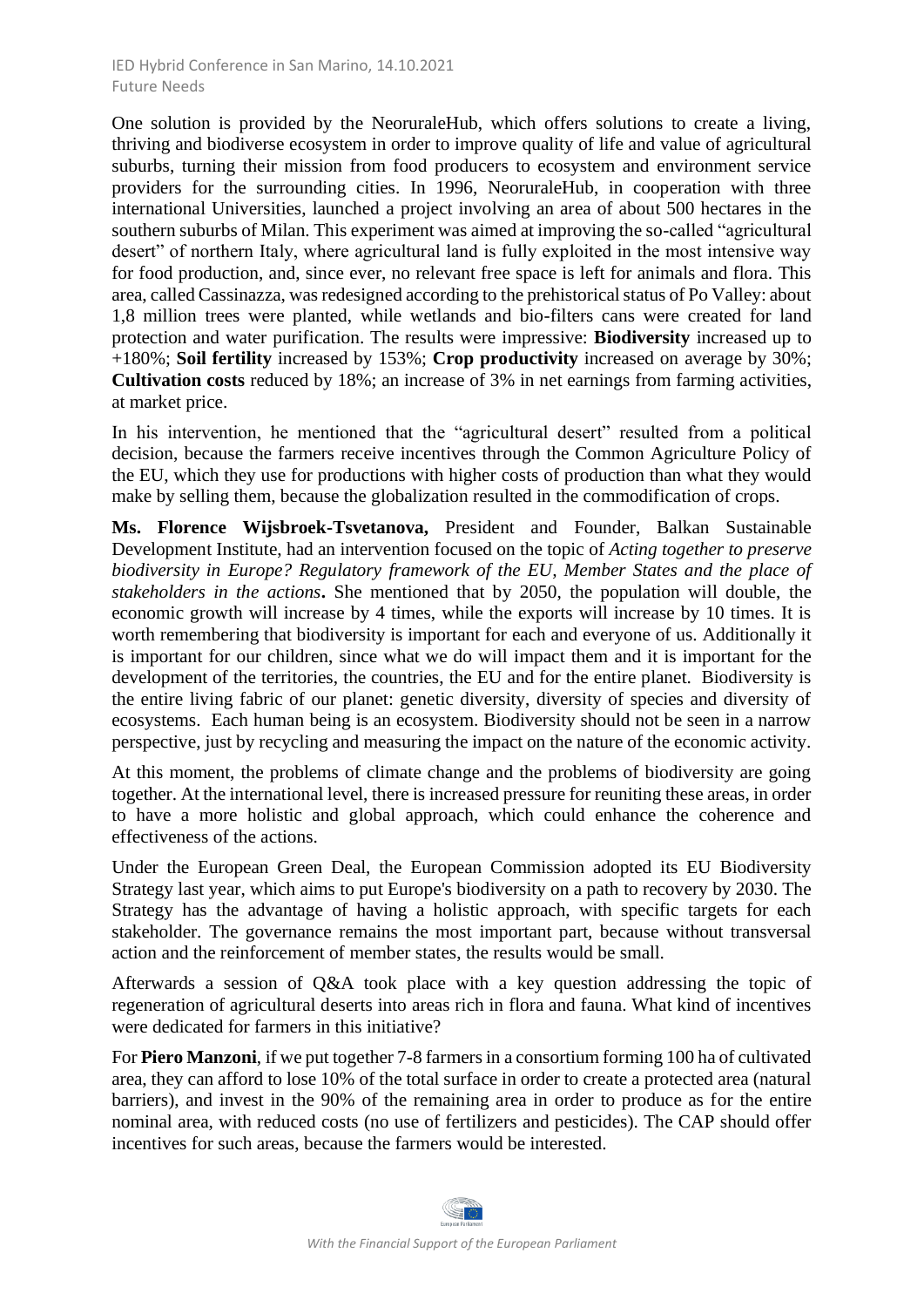One solution is provided by the NeoruraleHub, which offers solutions to create a living, thriving and biodiverse ecosystem in order to improve quality of life and value of agricultural suburbs, turning their mission from food producers to ecosystem and environment service providers for the surrounding cities. In 1996, NeoruraleHub, in cooperation with three international Universities, launched a project involving an area of about 500 hectares in the southern suburbs of Milan. This experiment was aimed at improving the so-called "agricultural desert" of northern Italy, where agricultural land is fully exploited in the most intensive way for food production, and, since ever, no relevant free space is left for animals and flora. This area, called Cassinazza, was redesigned according to the prehistorical status of Po Valley: about 1,8 million trees were planted, while wetlands and bio-filters cans were created for land protection and water purification. The results were impressive: **Biodiversity** increased up to +180%; **Soil fertility** increased by 153%; **Crop productivity** increased on average by 30%; **Cultivation costs** reduced by 18%; an increase of 3% in net earnings from farming activities, at market price.

In his intervention, he mentioned that the "agricultural desert" resulted from a political decision, because the farmers receive incentives through the Common Agriculture Policy of the EU, which they use for productions with higher costs of production than what they would make by selling them, because the globalization resulted in the commodification of crops.

**Ms. Florence Wijsbroek-Tsvetanova,** President and Founder, Balkan Sustainable Development Institute, had an intervention focused on the topic of *Acting together to preserve biodiversity in Europe? Regulatory framework of the EU, Member States and the place of stakeholders in the actions***.** She mentioned that by 2050, the population will double, the economic growth will increase by 4 times, while the exports will increase by 10 times. It is worth remembering that biodiversity is important for each and everyone of us. Additionally it is important for our children, since what we do will impact them and it is important for the development of the territories, the countries, the EU and for the entire planet. Biodiversity is the entire living fabric of our planet: genetic diversity, diversity of species and diversity of ecosystems. Each human being is an ecosystem. Biodiversity should not be seen in a narrow perspective, just by recycling and measuring the impact on the nature of the economic activity.

At this moment, the problems of climate change and the problems of biodiversity are going together. At the international level, there is increased pressure for reuniting these areas, in order to have a more holistic and global approach, which could enhance the coherence and effectiveness of the actions.

Under the European Green Deal, the European Commission adopted its EU Biodiversity Strategy last year, which aims to put Europe's biodiversity on a path to recovery by 2030. The Strategy has the advantage of having a holistic approach, with specific targets for each stakeholder. The governance remains the most important part, because without transversal action and the reinforcement of member states, the results would be small.

Afterwards a session of Q&A took place with a key question addressing the topic of regeneration of agricultural deserts into areas rich in flora and fauna. What kind of incentives were dedicated for farmers in this initiative?

For **Piero Manzoni**, if we put together 7-8 farmers in a consortium forming 100 ha of cultivated area, they can afford to lose 10% of the total surface in order to create a protected area (natural barriers), and invest in the 90% of the remaining area in order to produce as for the entire nominal area, with reduced costs (no use of fertilizers and pesticides). The CAP should offer incentives for such areas, because the farmers would be interested.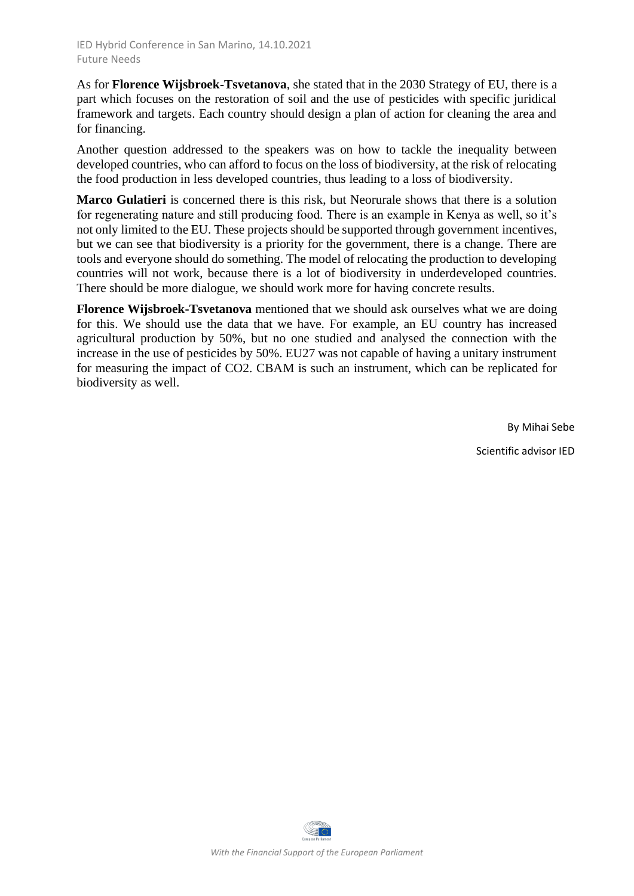As for **Florence Wijsbroek-Tsvetanova**, she stated that in the 2030 Strategy of EU, there is a part which focuses on the restoration of soil and the use of pesticides with specific juridical framework and targets. Each country should design a plan of action for cleaning the area and for financing.

Another question addressed to the speakers was on how to tackle the inequality between developed countries, who can afford to focus on the loss of biodiversity, at the risk of relocating the food production in less developed countries, thus leading to a loss of biodiversity.

**Marco Gulatieri** is concerned there is this risk, but Neorurale shows that there is a solution for regenerating nature and still producing food. There is an example in Kenya as well, so it's not only limited to the EU. These projects should be supported through government incentives, but we can see that biodiversity is a priority for the government, there is a change. There are tools and everyone should do something. The model of relocating the production to developing countries will not work, because there is a lot of biodiversity in underdeveloped countries. There should be more dialogue, we should work more for having concrete results.

**Florence Wijsbroek-Tsvetanova** mentioned that we should ask ourselves what we are doing for this. We should use the data that we have. For example, an EU country has increased agricultural production by 50%, but no one studied and analysed the connection with the increase in the use of pesticides by 50%. EU27 was not capable of having a unitary instrument for measuring the impact of $CO_2$. CBAM is such an instrument, which can be replicated for biodiversity as well.

By Mihai Sebe

Scientific advisor IED

*With the Financial Support of the European Parliament*